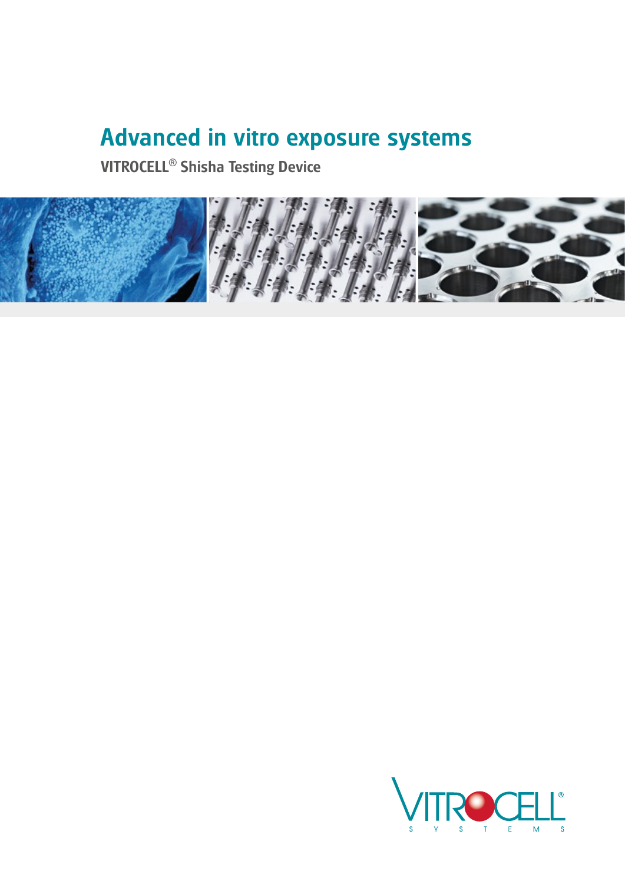# Advanced in vitro exposure systems

## VITROCELL® Shisha Testing Device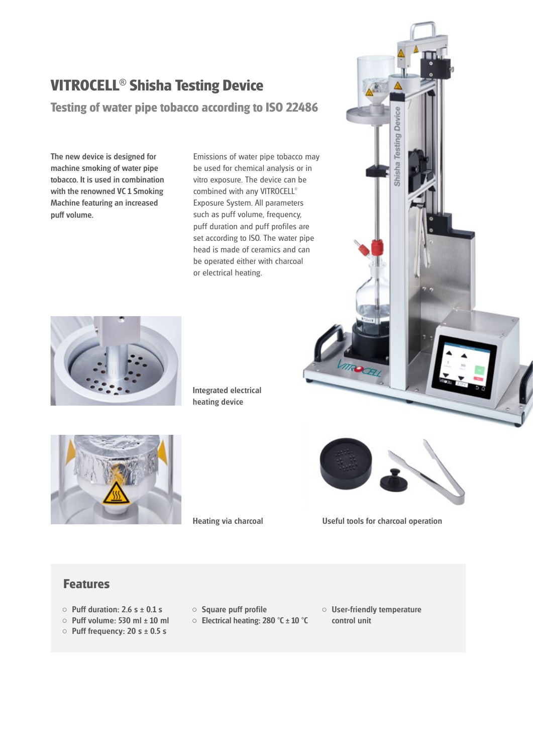# VITROCELL® Shisha Testing Device

## Testing of water pipe tobacco according to ISO 22486

**The new device is designed for machine smoking of water pipe tobacco. It is used in combination with the renowned VC 1 Smoking Machine featuring an increased puff volume.**

Emissions of water pipe tobacco may be used for chemical analysis or in vitro exposure. The device can be combined with any VITROCELL® Exposure System. All parameters such as puff volume, frequency, puff duration and puff profiles are set according to ISO. The water pipe head is made of ceramics and can be operated either with charcoal or electrical heating.

Integrated electrical heating device

Heating via charcoal

Useful tools for charcoal operation

## Features

- Puff duration: 2.6 s ± 0.1 s
- Puff volume: 530 ml ± 10 ml
- Puff frequency: 20 s ± 0.5 s
- Square puff profile
- Electrical heating: 280 °C ± 10 °C
- User-friendly temperature control unit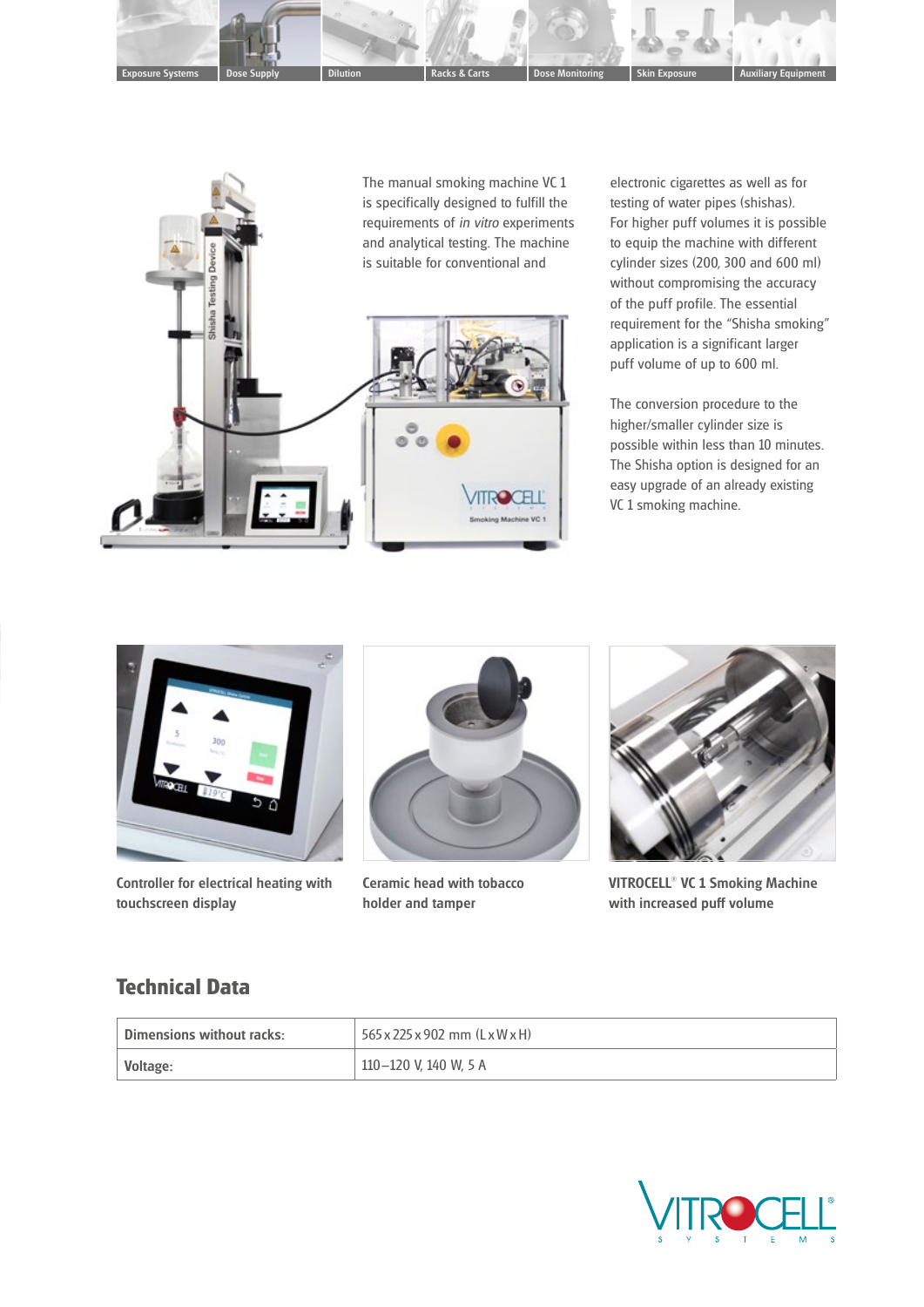The manual smoking machine VC 1 is specifically designed to fulfill the requirements of *in vitro* experiments and analytical testing. The machine is suitable for conventional and electronic cigarettes as well as for testing of water pipes (shishas).

For higher puff volumes it is possible to equip the machine with different cylinder sizes (200, 300 and 600 ml) without compromising the accuracy of the puff profile. The essential requirement for the "Shisha smoking" application is a significant larger puff volume of up to 600 ml.

The conversion procedure to the higher/smaller cylinder size is possible within less than 10 minutes. The Shisha option is designed for an easy upgrade of an already existing VC 1 smoking machine.

**Controller for electrical heating with touchscreen display**

**Ceramic head with tobacco holder and tamper**

**VITROCELL® VC 1 Smoking Machine with increased puff volume**

## Technical Data

| | |
|---|---|
| **Dimensions without racks:** | 565 x 225 x 902 mm (L x W x H) |
| **Voltage:** | 110–120 V, 140 W, 5 A |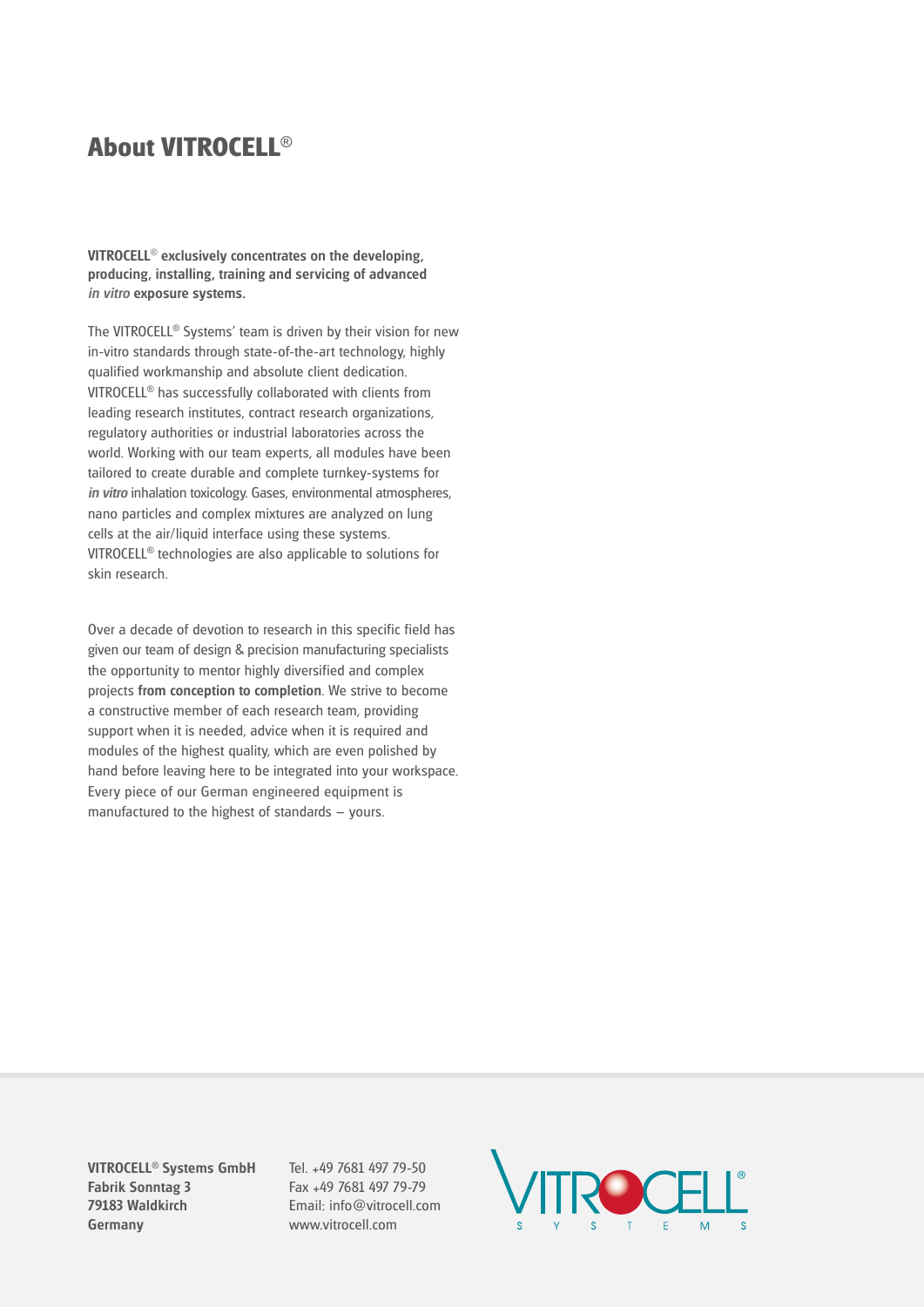# About VITROCELL®

**VITROCELL® exclusively concentrates on the developing, producing, installing, training and servicing of advanced *in vitro* exposure systems.**

The VITROCELL® Systems' team is driven by their vision for new in-vitro standards through state-of-the-art technology, highly qualified workmanship and absolute client dedication. VITROCELL® has successfully collaborated with clients from leading research institutes, contract research organizations, regulatory authorities or industrial laboratories across the world. Working with our team experts, all modules have been tailored to create durable and complete turnkey-systems for *in vitro* inhalation toxicology. Gases, environmental atmospheres, nano particles and complex mixtures are analyzed on lung cells at the air/liquid interface using these systems. VITROCELL® technologies are also applicable to solutions for skin research.

Over a decade of devotion to research in this specific field has given our team of design & precision manufacturing specialists the opportunity to mentor highly diversified and complex projects **from conception to completion**. We strive to become a constructive member of each research team, providing support when it is needed, advice when it is required and modules of the highest quality, which are even polished by hand before leaving here to be integrated into your workspace. Every piece of our German engineered equipment is manufactured to the highest of standards – yours.

**VITROCELL® Systems GmbH**
**Fabrik Sonntag 3**
**79183 Waldkirch**
**Germany**

Tel. +49 7681 497 79-50
Fax +49 7681 497 79-79
Email: info@vitrocell.com
www.vitrocell.com

VITROCELL® SYSTEMS